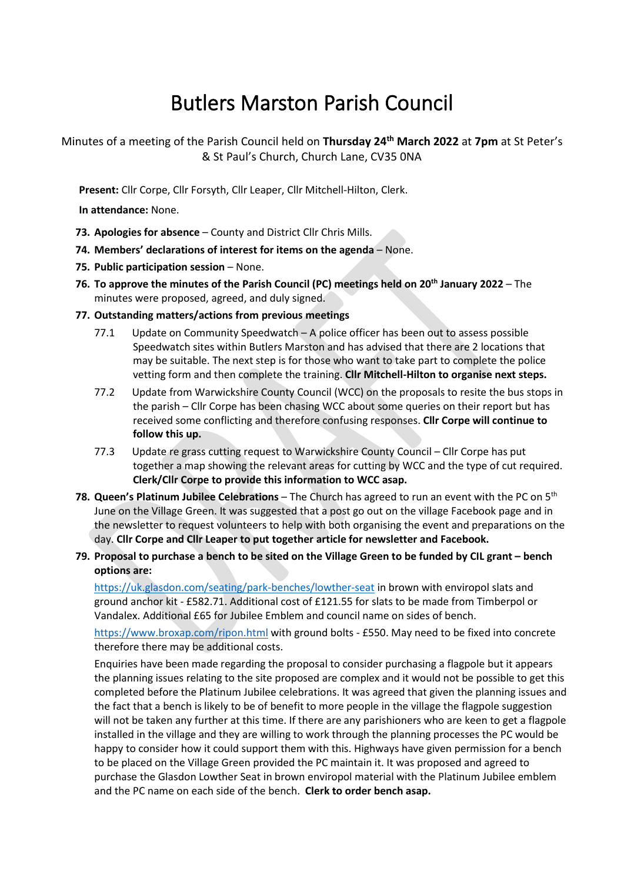# Butlers Marston Parish Council

Minutes of a meeting of the Parish Council held on **Thursday 24th March 2022** at **7pm** at St Peter's & St Paul's Church, Church Lane, CV35 0NA

**Present:** Cllr Corpe, Cllr Forsyth, Cllr Leaper, Cllr Mitchell-Hilton, Clerk.

**In attendance:** None.

**73. Apologies for absence** – County and District Cllr Chris Mills.

**74. Members' declarations of interest for items on the agenda** – None.

**75. Public participation session** – None.

**76. To approve the minutes of the Parish Council (PC) meetings held on 20th January 2022** – The minutes were proposed, agreed, and duly signed.

**77. Outstanding matters/actions from previous meetings**

77.1 Update on Community Speedwatch – A police officer has been out to assess possible Speedwatch sites within Butlers Marston and has advised that there are 2 locations that may be suitable. The next step is for those who want to take part to complete the police vetting form and then complete the training. **Cllr Mitchell-Hilton to organise next steps.**

77.2 Update from Warwickshire County Council (WCC) on the proposals to resite the bus stops in the parish – Cllr Corpe has been chasing WCC about some queries on their report but has received some conflicting and therefore confusing responses. **Cllr Corpe will continue to follow this up.**

77.3 Update re grass cutting request to Warwickshire County Council – Cllr Corpe has put together a map showing the relevant areas for cutting by WCC and the type of cut required. **Clerk/Cllr Corpe to provide this information to WCC asap.**

**78. Queen's Platinum Jubilee Celebrations** – The Church has agreed to run an event with the PC on 5th June on the Village Green. It was suggested that a post go out on the village Facebook page and in the newsletter to request volunteers to help with both organising the event and preparations on the day. **Cllr Corpe and Cllr Leaper to put together article for newsletter and Facebook.**

**79. Proposal to purchase a bench to be sited on the Village Green to be funded by CIL grant – bench options are:**

https://uk.glasdon.com/seating/park-benches/lowther-seat in brown with enviropol slats and ground anchor kit - £582.71. Additional cost of £121.55 for slats to be made from Timberpol or Vandalex. Additional £65 for Jubilee Emblem and council name on sides of bench.

https://www.broxap.com/ripon.html with ground bolts - £550. May need to be fixed into concrete therefore there may be additional costs.

Enquiries have been made regarding the proposal to consider purchasing a flagpole but it appears the planning issues relating to the site proposed are complex and it would not be possible to get this completed before the Platinum Jubilee celebrations. It was agreed that given the planning issues and the fact that a bench is likely to be of benefit to more people in the village the flagpole suggestion will not be taken any further at this time. If there are any parishioners who are keen to get a flagpole installed in the village and they are willing to work through the planning processes the PC would be happy to consider how it could support them with this. Highways have given permission for a bench to be placed on the Village Green provided the PC maintain it. It was proposed and agreed to purchase the Glasdon Lowther Seat in brown enviropol material with the Platinum Jubilee emblem and the PC name on each side of the bench. **Clerk to order bench asap.**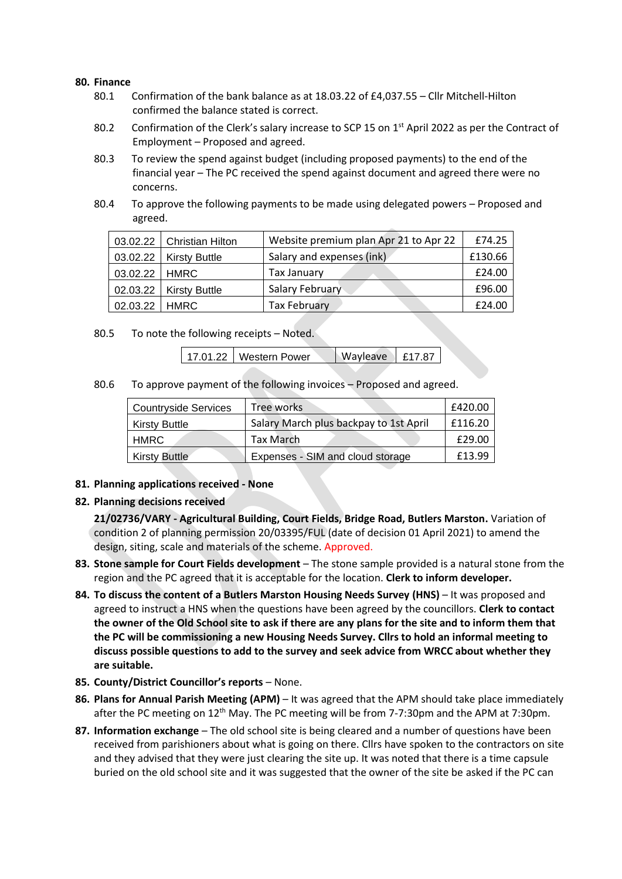**80. Finance**

80.1 Confirmation of the bank balance as at 18.03.22 of £4,037.55 – Cllr Mitchell-Hilton confirmed the balance stated is correct.

80.2 Confirmation of the Clerk's salary increase to SCP 15 on 1st April 2022 as per the Contract of Employment – Proposed and agreed.

80.3 To review the spend against budget (including proposed payments) to the end of the financial year – The PC received the spend against document and agreed there were no concerns.

80.4 To approve the following payments to be made using delegated powers – Proposed and agreed.

| | | | |
|---|---|---|---|
| 03.02.22 | Christian Hilton | Website premium plan Apr 21 to Apr 22 | £74.25 |
| 03.02.22 | Kirsty Buttle | Salary and expenses (ink) | £130.66 |
| 03.02.22 | HMRC | Tax January | £24.00 |
| 02.03.22 | Kirsty Buttle | Salary February | £96.00 |
| 02.03.22 | HMRC | Tax February | £24.00 |

80.5 To note the following receipts – Noted.

| | | | |
|---|---|---|---|
| 17.01.22 | Western Power | Wayleave | £17.87 |

80.6 To approve payment of the following invoices – Proposed and agreed.

| | | |
|---|---|---|
| Countryside Services | Tree works | £420.00 |
| Kirsty Buttle | Salary March plus backpay to 1st April | £116.20 |
| HMRC | Tax March | £29.00 |
| Kirsty Buttle | Expenses - SIM and cloud storage | £13.99 |

**81. Planning applications received - None**

**82. Planning decisions received**

**21/02736/VARY - Agricultural Building, Court Fields, Bridge Road, Butlers Marston.** Variation of condition 2 of planning permission 20/03395/FUL (date of decision 01 April 2021) to amend the design, siting, scale and materials of the scheme. Approved.

**83. Stone sample for Court Fields development** – The stone sample provided is a natural stone from the region and the PC agreed that it is acceptable for the location. **Clerk to inform developer.**

**84. To discuss the content of a Butlers Marston Housing Needs Survey (HNS)** – It was proposed and agreed to instruct a HNS when the questions have been agreed by the councillors. **Clerk to contact the owner of the Old School site to ask if there are any plans for the site and to inform them that the PC will be commissioning a new Housing Needs Survey. Cllrs to hold an informal meeting to discuss possible questions to add to the survey and seek advice from WRCC about whether they are suitable.**

**85. County/District Councillor's reports** – None.

**86. Plans for Annual Parish Meeting (APM)** – It was agreed that the APM should take place immediately after the PC meeting on 12th May. The PC meeting will be from 7-7:30pm and the APM at 7:30pm.

**87. Information exchange** – The old school site is being cleared and a number of questions have been received from parishioners about what is going on there. Cllrs have spoken to the contractors on site and they advised that they were just clearing the site up. It was noted that there is a time capsule buried on the old school site and it was suggested that the owner of the site be asked if the PC can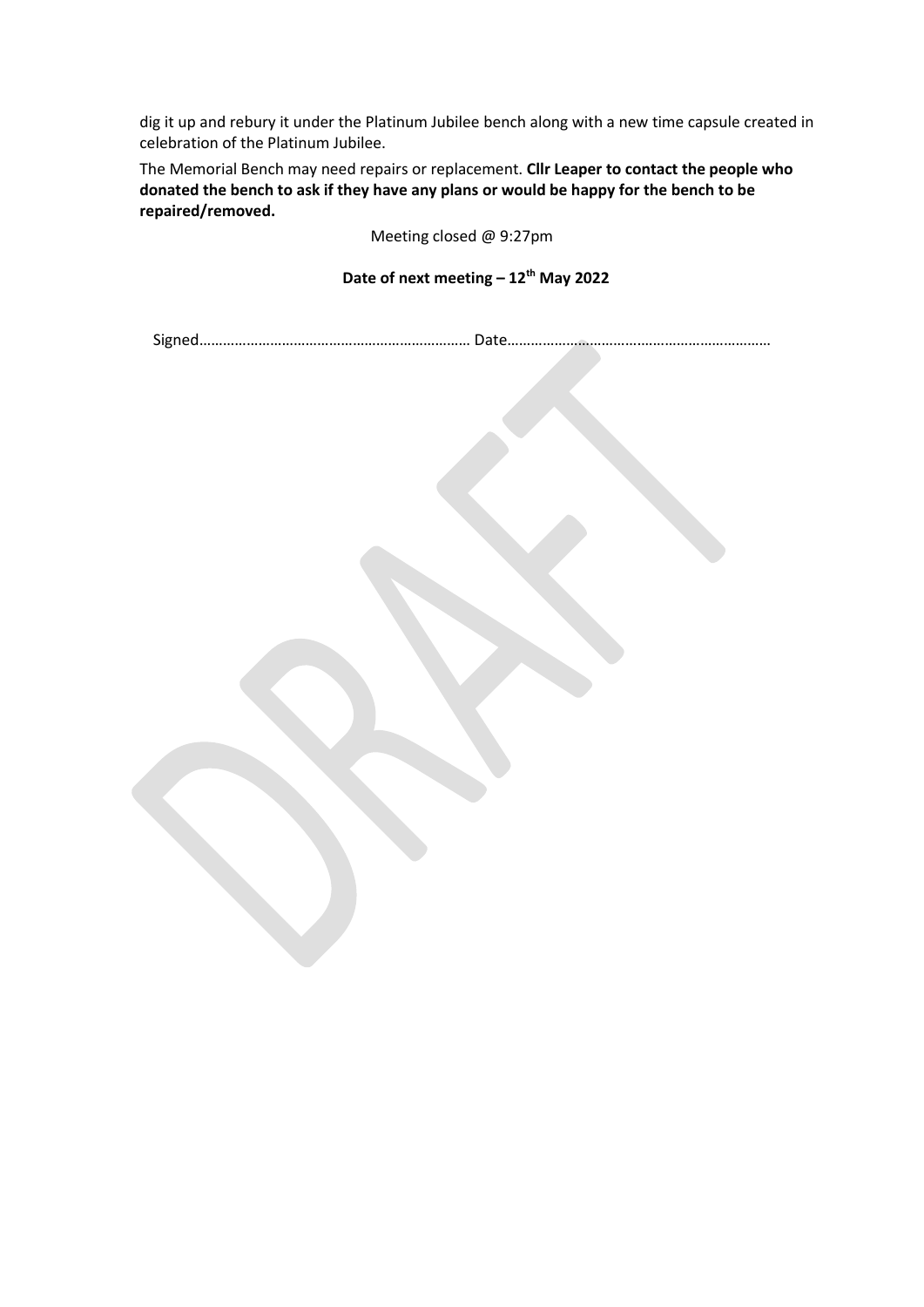dig it up and rebury it under the Platinum Jubilee bench along with a new time capsule created in celebration of the Platinum Jubilee.

The Memorial Bench may need repairs or replacement. **Cllr Leaper to contact the people who donated the bench to ask if they have any plans or would be happy for the bench to be repaired/removed.**

Meeting closed @ 9:27pm

**Date of next meeting – 12th May 2022**

Signed…………………………………………………………… Date…………………………………………………………